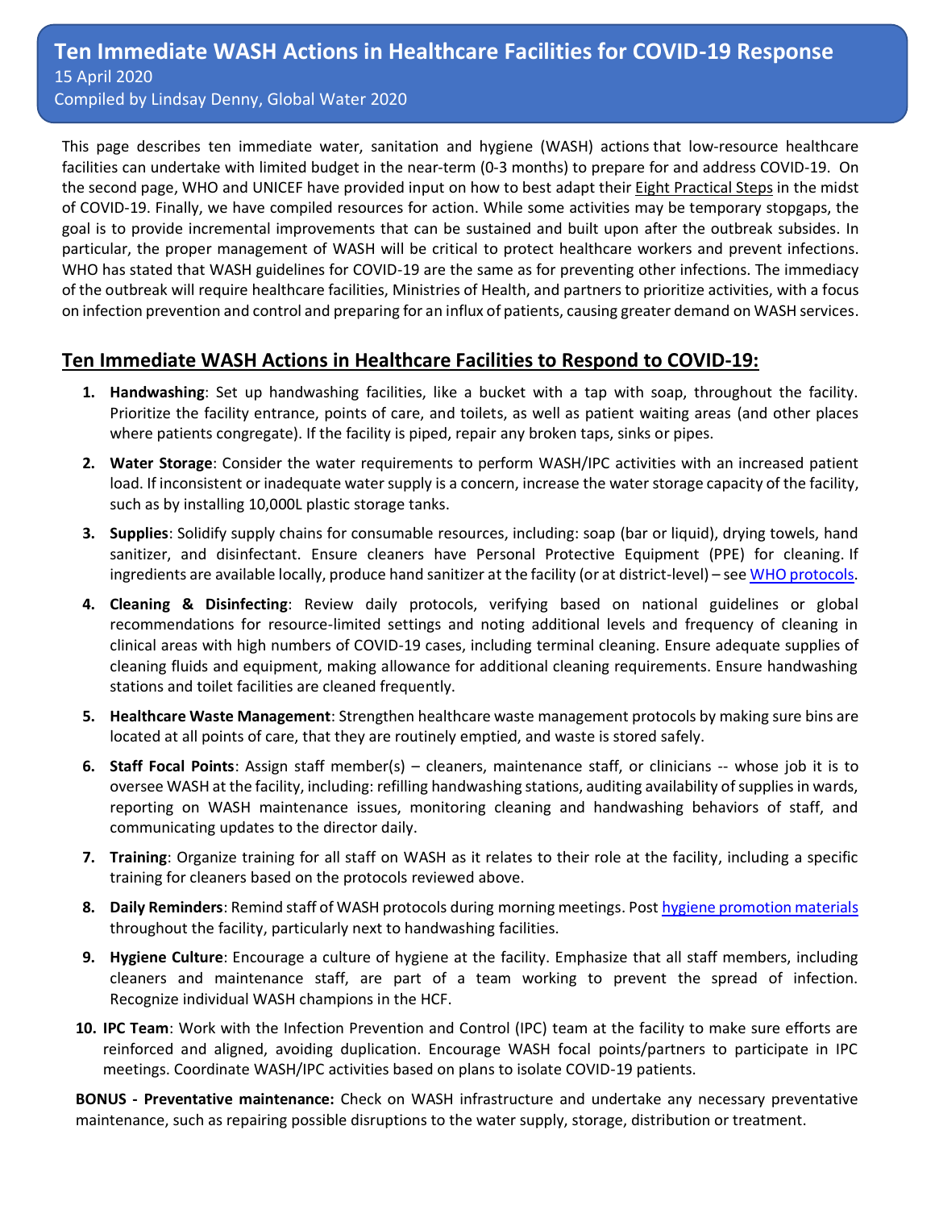# Ten Immediate WASH Actions in Healthcare Facilities for COVID-19 Response

15 April 2020

Compiled by Lindsay Denny, Global Water 2020

This page describes ten immediate water, sanitation and hygiene (WASH) actions that low-resource healthcare facilities can undertake with limited budget in the near-term (0-3 months) to prepare for and address COVID-19. On the second page, WHO and UNICEF have provided input on how to best adapt their Eight Practical Steps in the midst of COVID-19. Finally, we have compiled resources for action. While some activities may be temporary stopgaps, the goal is to provide incremental improvements that can be sustained and built upon after the outbreak subsides. In particular, the proper management of WASH will be critical to protect healthcare workers and prevent infections. WHO has stated that WASH guidelines for COVID-19 are the same as for preventing other infections. The immediacy of the outbreak will require healthcare facilities, Ministries of Health, and partners to prioritize activities, with a focus on infection prevention and control and preparing for an influx of patients, causing greater demand on WASH services.

## Ten Immediate WASH Actions in Healthcare Facilities to Respond to COVID-19:

1. **Handwashing**: Set up handwashing facilities, like a bucket with a tap with soap, throughout the facility. Prioritize the facility entrance, points of care, and toilets, as well as patient waiting areas (and other places where patients congregate). If the facility is piped, repair any broken taps, sinks or pipes.
2. **Water Storage**: Consider the water requirements to perform WASH/IPC activities with an increased patient load. If inconsistent or inadequate water supply is a concern, increase the water storage capacity of the facility, such as by installing 10,000L plastic storage tanks.
3. **Supplies**: Solidify supply chains for consumable resources, including: soap (bar or liquid), drying towels, hand sanitizer, and disinfectant. Ensure cleaners have Personal Protective Equipment (PPE) for cleaning. If ingredients are available locally, produce hand sanitizer at the facility (or at district-level) – see WHO protocols.
4. **Cleaning & Disinfecting**: Review daily protocols, verifying based on national guidelines or global recommendations for resource-limited settings and noting additional levels and frequency of cleaning in clinical areas with high numbers of COVID-19 cases, including terminal cleaning. Ensure adequate supplies of cleaning fluids and equipment, making allowance for additional cleaning requirements. Ensure handwashing stations and toilet facilities are cleaned frequently.
5. **Healthcare Waste Management**: Strengthen healthcare waste management protocols by making sure bins are located at all points of care, that they are routinely emptied, and waste is stored safely.
6. **Staff Focal Points**: Assign staff member(s) – cleaners, maintenance staff, or clinicians -- whose job it is to oversee WASH at the facility, including: refilling handwashing stations, auditing availability of supplies in wards, reporting on WASH maintenance issues, monitoring cleaning and handwashing behaviors of staff, and communicating updates to the director daily.
7. **Training**: Organize training for all staff on WASH as it relates to their role at the facility, including a specific training for cleaners based on the protocols reviewed above.
8. **Daily Reminders**: Remind staff of WASH protocols during morning meetings. Post hygiene promotion materials throughout the facility, particularly next to handwashing facilities.
9. **Hygiene Culture**: Encourage a culture of hygiene at the facility. Emphasize that all staff members, including cleaners and maintenance staff, are part of a team working to prevent the spread of infection. Recognize individual WASH champions in the HCF.
10. **IPC Team**: Work with the Infection Prevention and Control (IPC) team at the facility to make sure efforts are reinforced and aligned, avoiding duplication. Encourage WASH focal points/partners to participate in IPC meetings. Coordinate WASH/IPC activities based on plans to isolate COVID-19 patients.

**BONUS - Preventative maintenance:** Check on WASH infrastructure and undertake any necessary preventative maintenance, such as repairing possible disruptions to the water supply, storage, distribution or treatment.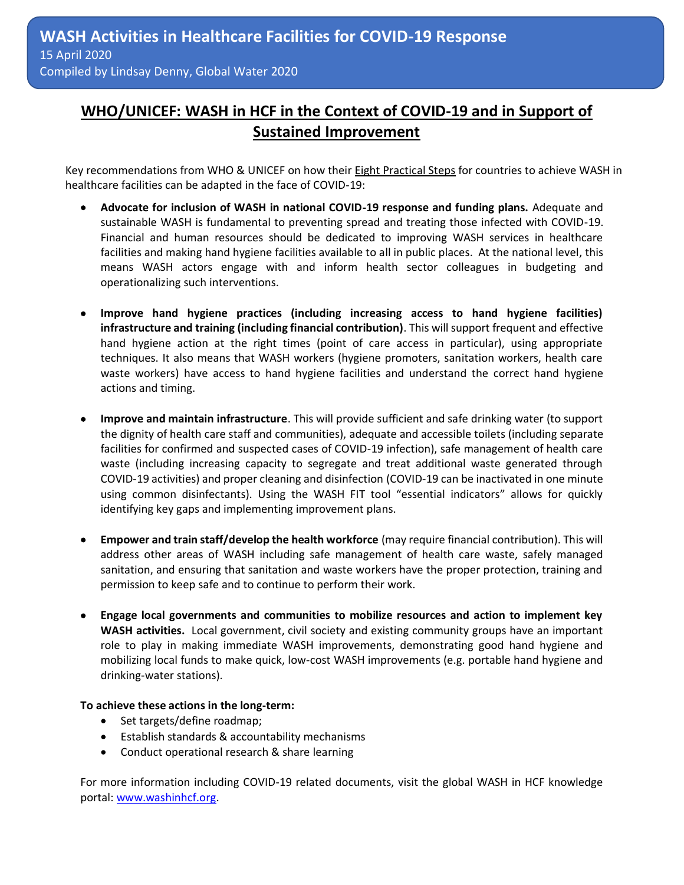# WASH Activities in Healthcare Facilities for COVID-19 Response

15 April 2020

Compiled by Lindsay Denny, Global Water 2020

## WHO/UNICEF: WASH in HCF in the Context of COVID-19 and in Support of Sustained Improvement

Key recommendations from WHO & UNICEF on how their Eight Practical Steps for countries to achieve WASH in healthcare facilities can be adapted in the face of COVID-19:

- **Advocate for inclusion of WASH in national COVID-19 response and funding plans.** Adequate and sustainable WASH is fundamental to preventing spread and treating those infected with COVID-19. Financial and human resources should be dedicated to improving WASH services in healthcare facilities and making hand hygiene facilities available to all in public places. At the national level, this means WASH actors engage with and inform health sector colleagues in budgeting and operationalizing such interventions.

- **Improve hand hygiene practices (including increasing access to hand hygiene facilities) infrastructure and training (including financial contribution)**. This will support frequent and effective hand hygiene action at the right times (point of care access in particular), using appropriate techniques. It also means that WASH workers (hygiene promoters, sanitation workers, health care waste workers) have access to hand hygiene facilities and understand the correct hand hygiene actions and timing.

- **Improve and maintain infrastructure**. This will provide sufficient and safe drinking water (to support the dignity of health care staff and communities), adequate and accessible toilets (including separate facilities for confirmed and suspected cases of COVID-19 infection), safe management of health care waste (including increasing capacity to segregate and treat additional waste generated through COVID-19 activities) and proper cleaning and disinfection (COVID-19 can be inactivated in one minute using common disinfectants). Using the WASH FIT tool "essential indicators" allows for quickly identifying key gaps and implementing improvement plans.

- **Empower and train staff/develop the health workforce** (may require financial contribution). This will address other areas of WASH including safe management of health care waste, safely managed sanitation, and ensuring that sanitation and waste workers have the proper protection, training and permission to keep safe and to continue to perform their work.

- **Engage local governments and communities to mobilize resources and action to implement key WASH activities.** Local government, civil society and existing community groups have an important role to play in making immediate WASH improvements, demonstrating good hand hygiene and mobilizing local funds to make quick, low-cost WASH improvements (e.g. portable hand hygiene and drinking-water stations).

**To achieve these actions in the long-term:**

- Set targets/define roadmap;
- Establish standards & accountability mechanisms
- Conduct operational research & share learning

For more information including COVID-19 related documents, visit the global WASH in HCF knowledge portal: www.washinhcf.org.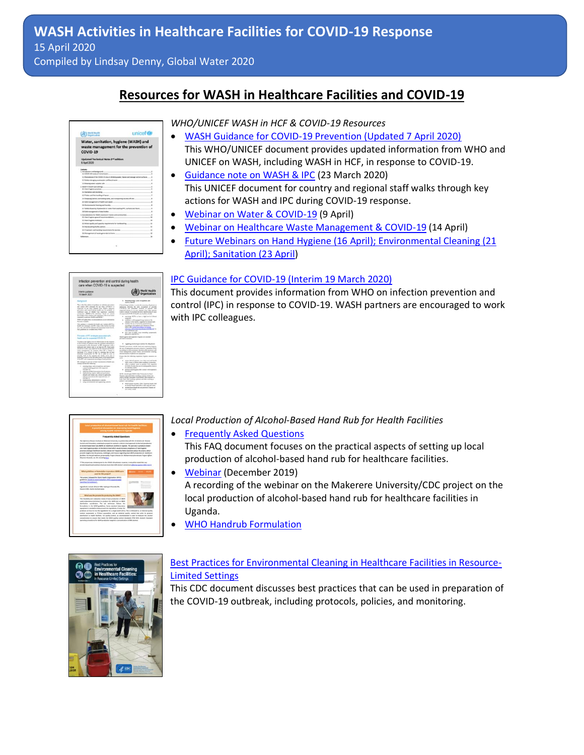# WASH Activities in Healthcare Facilities for COVID-19 Response

15 April 2020

Compiled by Lindsay Denny, Global Water 2020

## Resources for WASH in Healthcare Facilities and COVID-19

*WHO/UNICEF WASH in HCF & COVID-19 Resources*

- WASH Guidance for COVID-19 Prevention (Updated 7 April 2020)
  This WHO/UNICEF document provides updated information from WHO and UNICEF on WASH, including WASH in HCF, in response to COVID-19.
- Guidance note on WASH & IPC (23 March 2020)
  This UNICEF document for country and regional staff walks through key actions for WASH and IPC during COVID-19 response.
- Webinar on Water & COVID-19 (9 April)
- Webinar on Healthcare Waste Management & COVID-19 (14 April)
- Future Webinars on Hand Hygiene (16 April); Environmental Cleaning (21 April); Sanitation (23 April)

IPC Guidance for COVID-19 (Interim 19 March 2020)

This document provides information from WHO on infection prevention and control (IPC) in response to COVID-19. WASH partners are encouraged to work with IPC colleagues.

*Local Production of Alcohol-Based Hand Rub for Health Facilities*

- Frequently Asked Questions
  This FAQ document focuses on the practical aspects of setting up local production of alcohol-based hand rub for healthcare facilities.
- Webinar (December 2019)
  A recording of the webinar on the Makerere University/CDC project on the local production of alcohol-based hand rub for healthcare facilities in Uganda.
- WHO Handrub Formulation

Best Practices for Environmental Cleaning in Healthcare Facilities in Resource-Limited Settings

This CDC document discusses best practices that can be used in preparation of the COVID-19 outbreak, including protocols, policies, and monitoring.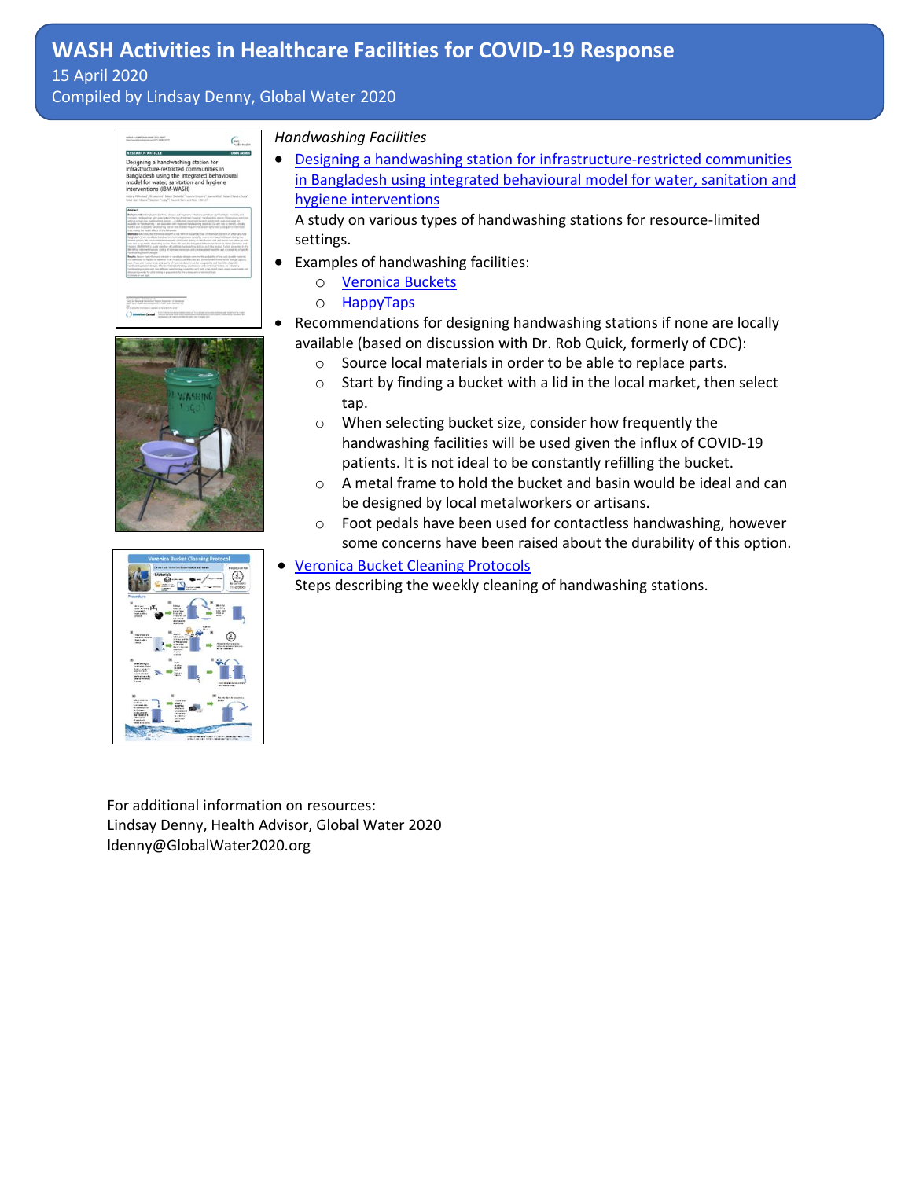# WASH Activities in Healthcare Facilities for COVID-19 Response

15 April 2020

Compiled by Lindsay Denny, Global Water 2020

*Handwashing Facilities*

- Designing a handwashing station for infrastructure-restricted communities in Bangladesh using integrated behavioural model for water, sanitation and hygiene interventions
  A study on various types of handwashing stations for resource-limited settings.
- Examples of handwashing facilities:
  - Veronica Buckets
  - HappyTaps
- Recommendations for designing handwashing stations if none are locally available (based on discussion with Dr. Rob Quick, formerly of CDC):
  - Source local materials in order to be able to replace parts.
  - Start by finding a bucket with a lid in the local market, then select tap.
  - When selecting bucket size, consider how frequently the handwashing facilities will be used given the influx of COVID-19 patients. It is not ideal to be constantly refilling the bucket.
  - A metal frame to hold the bucket and basin would be ideal and can be designed by local metalworkers or artisans.
  - Foot pedals have been used for contactless handwashing, however some concerns have been raised about the durability of this option.
- Veronica Bucket Cleaning Protocols
  Steps describing the weekly cleaning of handwashing stations.

For additional information on resources:
Lindsay Denny, Health Advisor, Global Water 2020
ldenny@GlobalWater2020.org